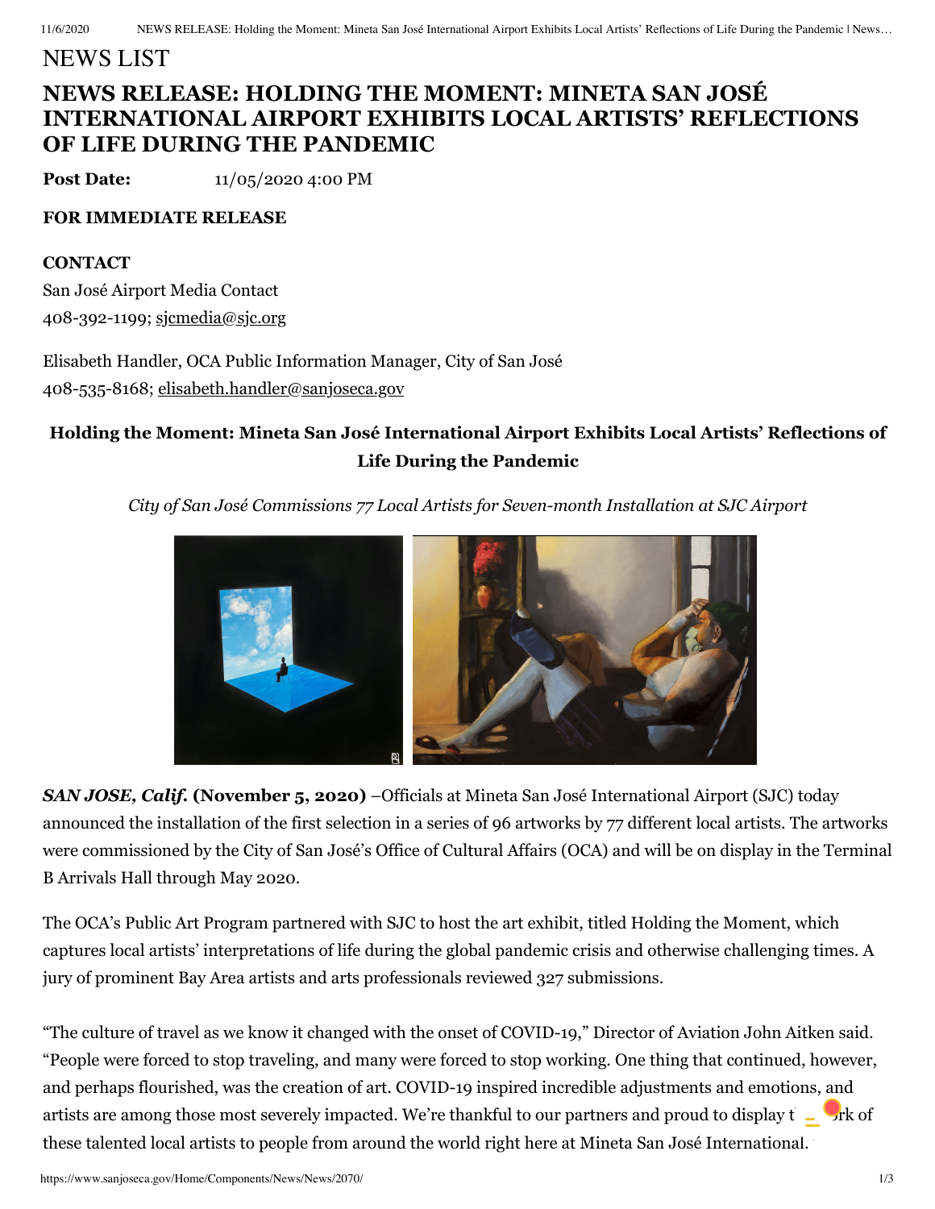NEWS LIST

# NEWS RELEASE: HOLDING THE MOMENT: MINETA SAN JOSÉ INTERNATIONAL AIRPORT EXHIBITS LOCAL ARTISTS' REFLECTIONS OF LIFE DURING THE PANDEMIC

**Post Date:** 11/05/2020 4:00 PM

**FOR IMMEDIATE RELEASE**

**CONTACT**
San José Airport Media Contact
408-392-1199; sjcmedia@sjc.org

Elisabeth Handler, OCA Public Information Manager, City of San José
408-535-8168; elisabeth.handler@sanjoseca.gov

## Holding the Moment: Mineta San José International Airport Exhibits Local Artists' Reflections of Life During the Pandemic

*City of San José Commissions 77 Local Artists for Seven-month Installation at SJC Airport*

***SAN JOSE, Calif.*** **(November 5, 2020)** –Officials at Mineta San José International Airport (SJC) today announced the installation of the first selection in a series of 96 artworks by 77 different local artists. The artworks were commissioned by the City of San José's Office of Cultural Affairs (OCA) and will be on display in the Terminal B Arrivals Hall through May 2020.

The OCA's Public Art Program partnered with SJC to host the art exhibit, titled Holding the Moment, which captures local artists' interpretations of life during the global pandemic crisis and otherwise challenging times. A jury of prominent Bay Area artists and arts professionals reviewed 327 submissions.

"The culture of travel as we know it changed with the onset of COVID-19," Director of Aviation John Aitken said. "People were forced to stop traveling, and many were forced to stop working. One thing that continued, however, and perhaps flourished, was the creation of art. COVID-19 inspired incredible adjustments and emotions, and artists are among those most severely impacted. We're thankful to our partners and proud to display t rk of these talented local artists to people from around the world right here at Mineta San José International.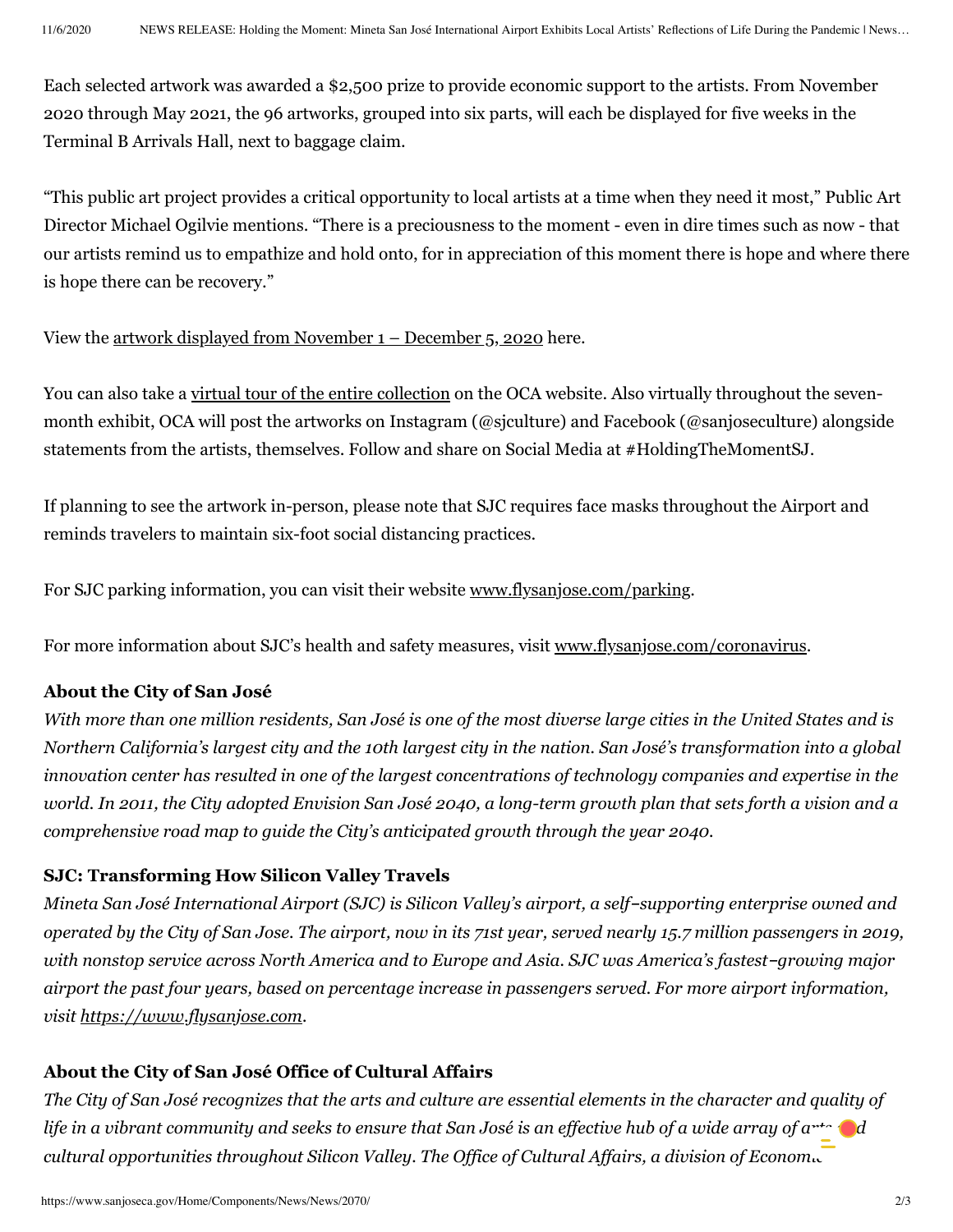Each selected artwork was awarded a $2,500 prize to provide economic support to the artists. From November 2020 through May 2021, the 96 artworks, grouped into six parts, will each be displayed for five weeks in the Terminal B Arrivals Hall, next to baggage claim.

"This public art project provides a critical opportunity to local artists at a time when they need it most," Public Art Director Michael Ogilvie mentions. "There is a preciousness to the moment - even in dire times such as now - that our artists remind us to empathize and hold onto, for in appreciation of this moment there is hope and where there is hope there can be recovery."

View the artwork displayed from November 1 – December 5, 2020 here.

You can also take a virtual tour of the entire collection on the OCA website. Also virtually throughout the seven-month exhibit, OCA will post the artworks on Instagram (@sjculture) and Facebook (@sanjoseculture) alongside statements from the artists, themselves. Follow and share on Social Media at #HoldingTheMomentSJ.

If planning to see the artwork in-person, please note that SJC requires face masks throughout the Airport and reminds travelers to maintain six-foot social distancing practices.

For SJC parking information, you can visit their website www.flysanjose.com/parking.

For more information about SJC's health and safety measures, visit www.flysanjose.com/coronavirus.

**About the City of San José**
*With more than one million residents, San José is one of the most diverse large cities in the United States and is Northern California's largest city and the 10th largest city in the nation. San José's transformation into a global innovation center has resulted in one of the largest concentrations of technology companies and expertise in the world. In 2011, the City adopted Envision San José 2040, a long-term growth plan that sets forth a vision and a comprehensive road map to guide the City's anticipated growth through the year 2040.*

**SJC: Transforming How Silicon Valley Travels**
*Mineta San José International Airport (SJC) is Silicon Valley's airport, a self–supporting enterprise owned and operated by the City of San Jose. The airport, now in its 71st year, served nearly 15.7 million passengers in 2019, with nonstop service across North America and to Europe and Asia. SJC was America's fastest–growing major airport the past four years, based on percentage increase in passengers served. For more airport information, visit https://www.flysanjose.com.*

**About the City of San José Office of Cultural Affairs**
*The City of San José recognizes that the arts and culture are essential elements in the character and quality of life in a vibrant community and seeks to ensure that San José is an effective hub of a wide array of arts and cultural opportunities throughout Silicon Valley. The Office of Cultural Affairs, a division of Economic*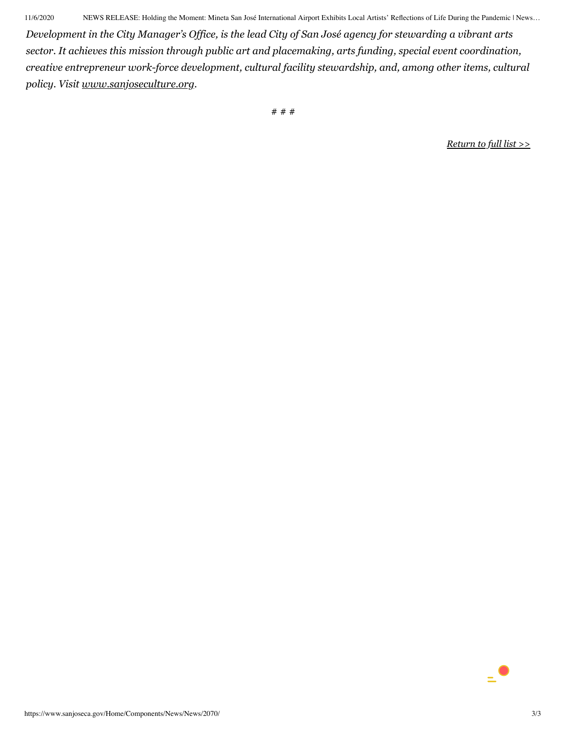*Development in the City Manager's Office, is the lead City of San José agency for stewarding a vibrant arts sector. It achieves this mission through public art and placemaking, arts funding, special event coordination, creative entrepreneur work-force development, cultural facility stewardship, and, among other items, cultural policy. Visit www.sanjoseculture.org.*

# # #

Return to full list >>